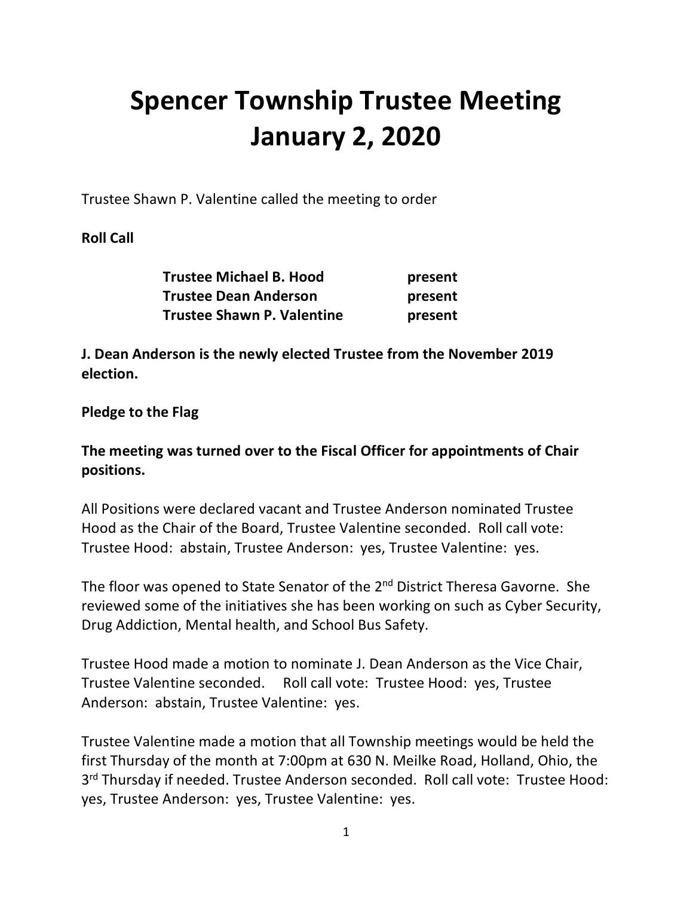# Spencer Township Trustee Meeting
# January 2, 2020

Trustee Shawn P. Valentine called the meeting to order

**Roll Call**

| | |
|---|---|
| **Trustee Michael B. Hood** | **present** |
| **Trustee Dean Anderson** | **present** |
| **Trustee Shawn P. Valentine** | **present** |

**J. Dean Anderson is the newly elected Trustee from the November 2019 election.**

**Pledge to the Flag**

**The meeting was turned over to the Fiscal Officer for appointments of Chair positions.**

All Positions were declared vacant and Trustee Anderson nominated Trustee Hood as the Chair of the Board, Trustee Valentine seconded. Roll call vote: Trustee Hood: abstain, Trustee Anderson: yes, Trustee Valentine: yes.

The floor was opened to State Senator of the 2nd District Theresa Gavorne. She reviewed some of the initiatives she has been working on such as Cyber Security, Drug Addiction, Mental health, and School Bus Safety.

Trustee Hood made a motion to nominate J. Dean Anderson as the Vice Chair, Trustee Valentine seconded. Roll call vote: Trustee Hood: yes, Trustee Anderson: abstain, Trustee Valentine: yes.

Trustee Valentine made a motion that all Township meetings would be held the first Thursday of the month at 7:00pm at 630 N. Meilke Road, Holland, Ohio, the 3rd Thursday if needed. Trustee Anderson seconded. Roll call vote: Trustee Hood: yes, Trustee Anderson: yes, Trustee Valentine: yes.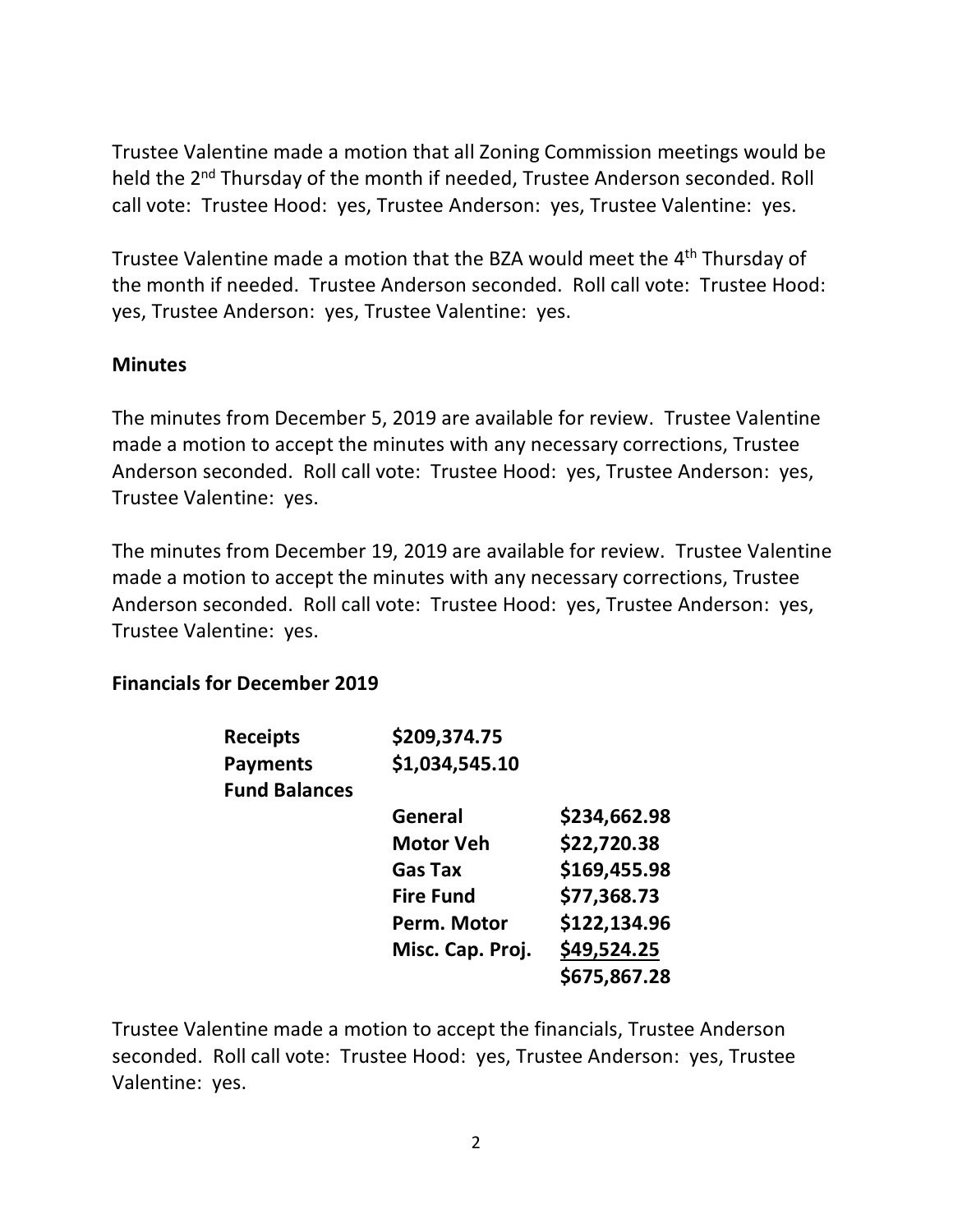Trustee Valentine made a motion that all Zoning Commission meetings would be held the 2nd Thursday of the month if needed, Trustee Anderson seconded. Roll call vote: Trustee Hood: yes, Trustee Anderson: yes, Trustee Valentine: yes.

Trustee Valentine made a motion that the BZA would meet the 4th Thursday of the month if needed. Trustee Anderson seconded. Roll call vote: Trustee Hood: yes, Trustee Anderson: yes, Trustee Valentine: yes.

**Minutes**

The minutes from December 5, 2019 are available for review. Trustee Valentine made a motion to accept the minutes with any necessary corrections, Trustee Anderson seconded. Roll call vote: Trustee Hood: yes, Trustee Anderson: yes, Trustee Valentine: yes.

The minutes from December 19, 2019 are available for review. Trustee Valentine made a motion to accept the minutes with any necessary corrections, Trustee Anderson seconded. Roll call vote: Trustee Hood: yes, Trustee Anderson: yes, Trustee Valentine: yes.

**Financials for December 2019**

| | | |
|---|---|---|
| **Receipts** | **$209,374.75** | |
| **Payments** | **$1,034,545.10** | |
| **Fund Balances** | | |
| | **General** | **$234,662.98** |
| | **Motor Veh** | **$22,720.38** |
| | **Gas Tax** | **$169,455.98** |
| | **Fire Fund** | **$77,368.73** |
| | **Perm. Motor** | **$122,134.96** |
| | **Misc. Cap. Proj.** | **$49,524.25** |
| | | **$675,867.28** |

Trustee Valentine made a motion to accept the financials, Trustee Anderson seconded. Roll call vote: Trustee Hood: yes, Trustee Anderson: yes, Trustee Valentine: yes.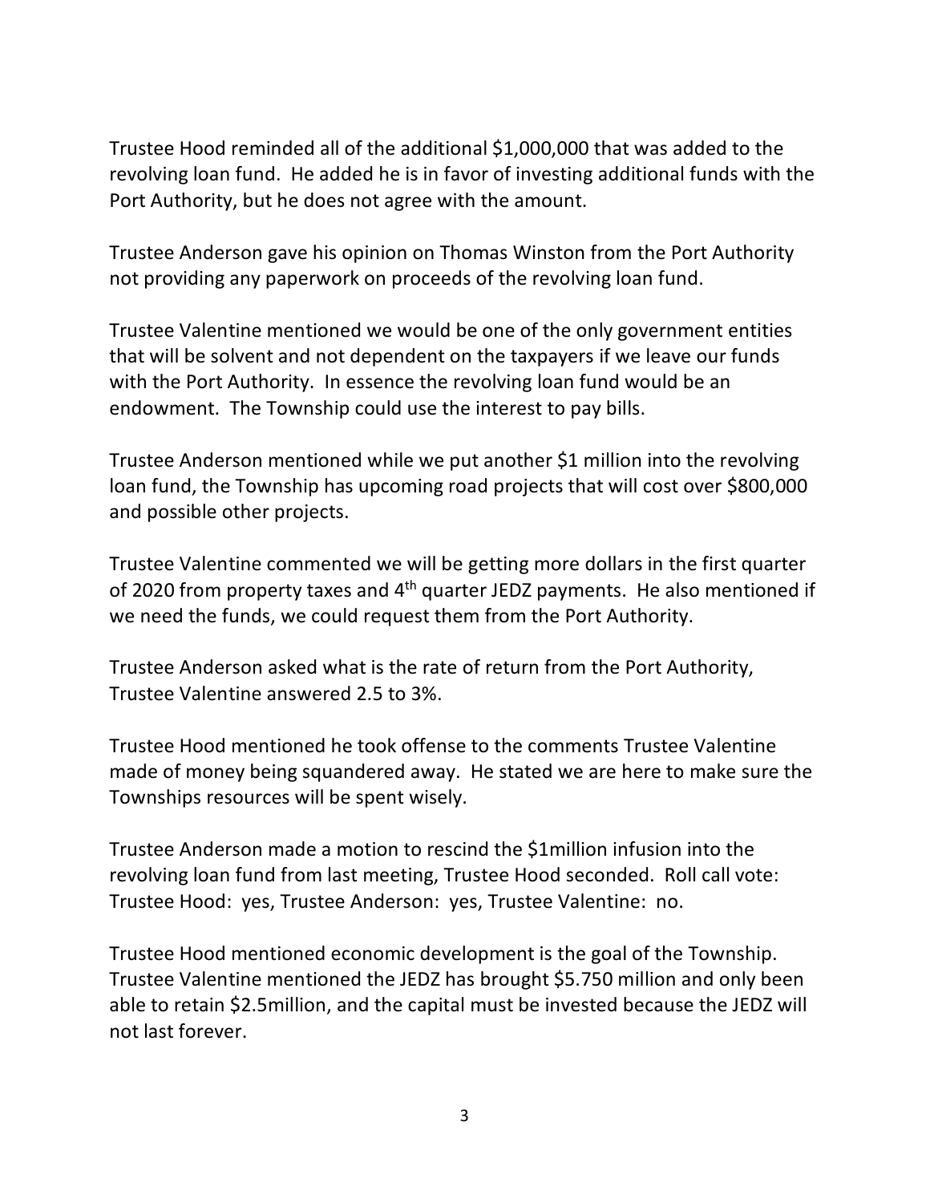Trustee Hood reminded all of the additional $1,000,000 that was added to the revolving loan fund. He added he is in favor of investing additional funds with the Port Authority, but he does not agree with the amount.

Trustee Anderson gave his opinion on Thomas Winston from the Port Authority not providing any paperwork on proceeds of the revolving loan fund.

Trustee Valentine mentioned we would be one of the only government entities that will be solvent and not dependent on the taxpayers if we leave our funds with the Port Authority. In essence the revolving loan fund would be an endowment. The Township could use the interest to pay bills.

Trustee Anderson mentioned while we put another $1 million into the revolving loan fund, the Township has upcoming road projects that will cost over $800,000 and possible other projects.

Trustee Valentine commented we will be getting more dollars in the first quarter of 2020 from property taxes and 4th quarter JEDZ payments. He also mentioned if we need the funds, we could request them from the Port Authority.

Trustee Anderson asked what is the rate of return from the Port Authority, Trustee Valentine answered 2.5 to 3%.

Trustee Hood mentioned he took offense to the comments Trustee Valentine made of money being squandered away. He stated we are here to make sure the Townships resources will be spent wisely.

Trustee Anderson made a motion to rescind the $1million infusion into the revolving loan fund from last meeting, Trustee Hood seconded. Roll call vote: Trustee Hood: yes, Trustee Anderson: yes, Trustee Valentine: no.

Trustee Hood mentioned economic development is the goal of the Township. Trustee Valentine mentioned the JEDZ has brought $5.750 million and only been able to retain $2.5million, and the capital must be invested because the JEDZ will not last forever.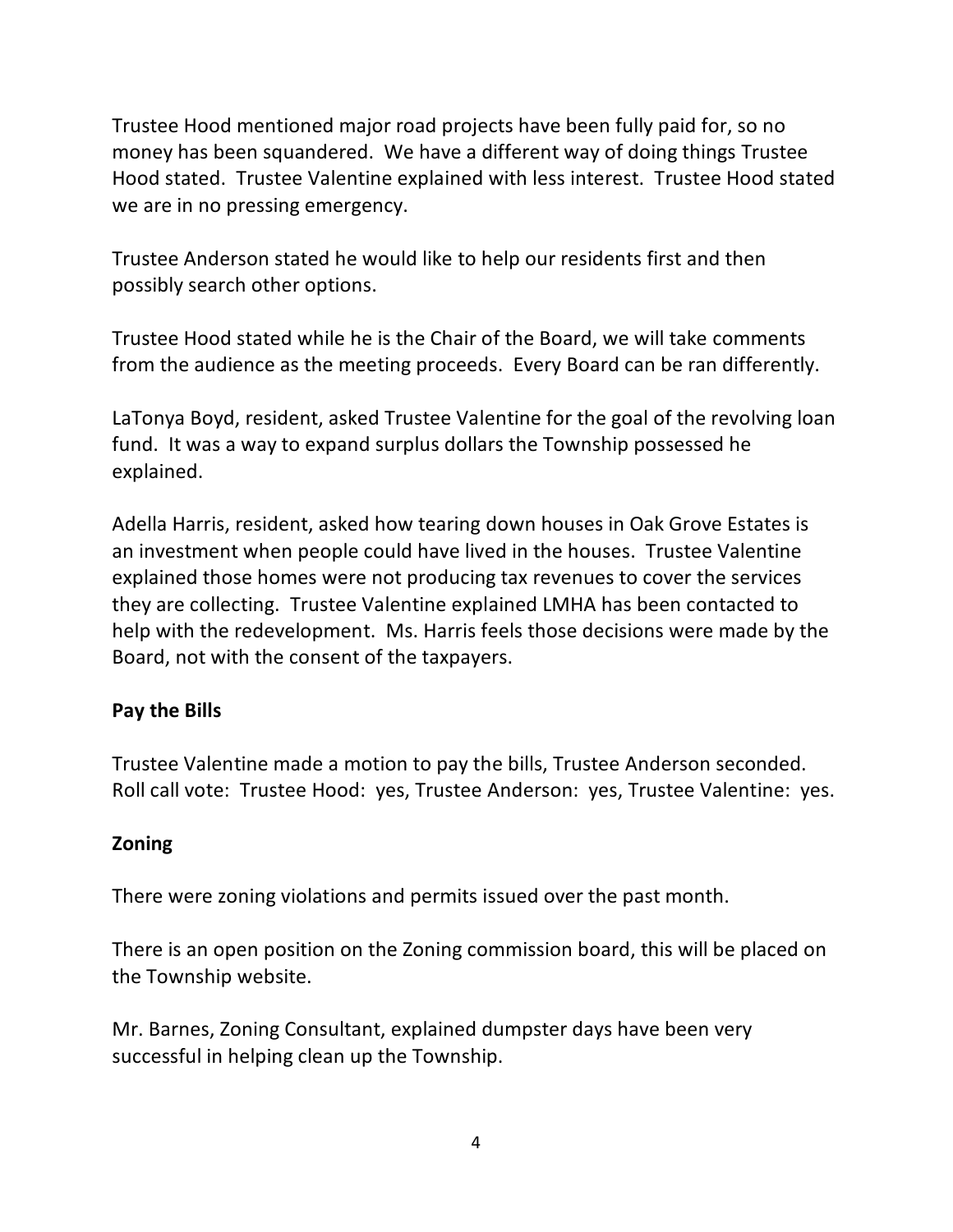Trustee Hood mentioned major road projects have been fully paid for, so no money has been squandered. We have a different way of doing things Trustee Hood stated. Trustee Valentine explained with less interest. Trustee Hood stated we are in no pressing emergency.

Trustee Anderson stated he would like to help our residents first and then possibly search other options.

Trustee Hood stated while he is the Chair of the Board, we will take comments from the audience as the meeting proceeds. Every Board can be ran differently.

LaTonya Boyd, resident, asked Trustee Valentine for the goal of the revolving loan fund. It was a way to expand surplus dollars the Township possessed he explained.

Adella Harris, resident, asked how tearing down houses in Oak Grove Estates is an investment when people could have lived in the houses. Trustee Valentine explained those homes were not producing tax revenues to cover the services they are collecting. Trustee Valentine explained LMHA has been contacted to help with the redevelopment. Ms. Harris feels those decisions were made by the Board, not with the consent of the taxpayers.

**Pay the Bills**

Trustee Valentine made a motion to pay the bills, Trustee Anderson seconded. Roll call vote: Trustee Hood: yes, Trustee Anderson: yes, Trustee Valentine: yes.

**Zoning**

There were zoning violations and permits issued over the past month.

There is an open position on the Zoning commission board, this will be placed on the Township website.

Mr. Barnes, Zoning Consultant, explained dumpster days have been very successful in helping clean up the Township.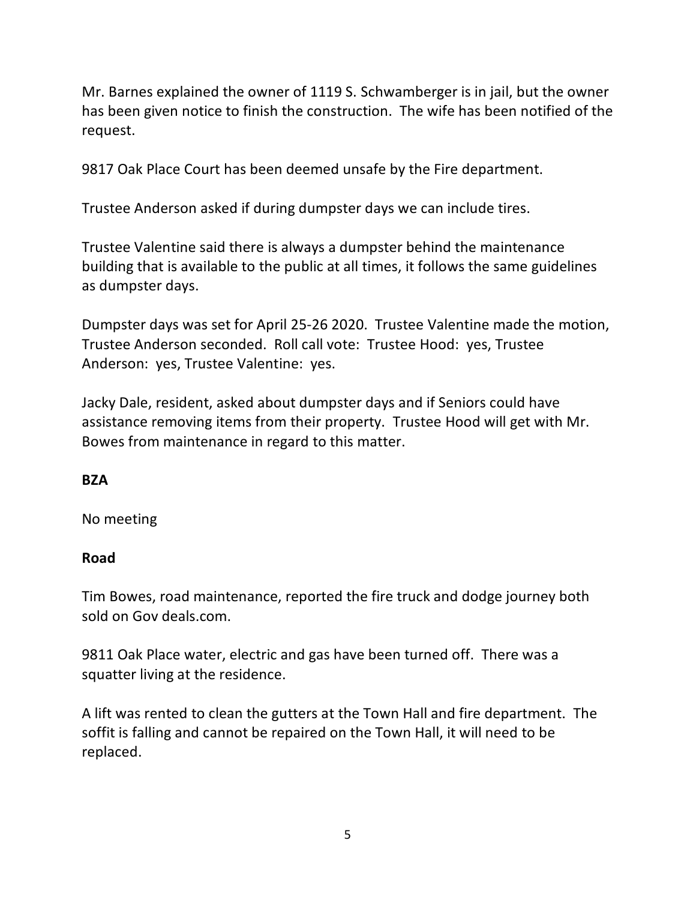Mr. Barnes explained the owner of 1119 S. Schwamberger is in jail, but the owner has been given notice to finish the construction. The wife has been notified of the request.

9817 Oak Place Court has been deemed unsafe by the Fire department.

Trustee Anderson asked if during dumpster days we can include tires.

Trustee Valentine said there is always a dumpster behind the maintenance building that is available to the public at all times, it follows the same guidelines as dumpster days.

Dumpster days was set for April 25-26 2020. Trustee Valentine made the motion, Trustee Anderson seconded. Roll call vote: Trustee Hood: yes, Trustee Anderson: yes, Trustee Valentine: yes.

Jacky Dale, resident, asked about dumpster days and if Seniors could have assistance removing items from their property. Trustee Hood will get with Mr. Bowes from maintenance in regard to this matter.

**BZA**

No meeting

**Road**

Tim Bowes, road maintenance, reported the fire truck and dodge journey both sold on Gov deals.com.

9811 Oak Place water, electric and gas have been turned off. There was a squatter living at the residence.

A lift was rented to clean the gutters at the Town Hall and fire department. The soffit is falling and cannot be repaired on the Town Hall, it will need to be replaced.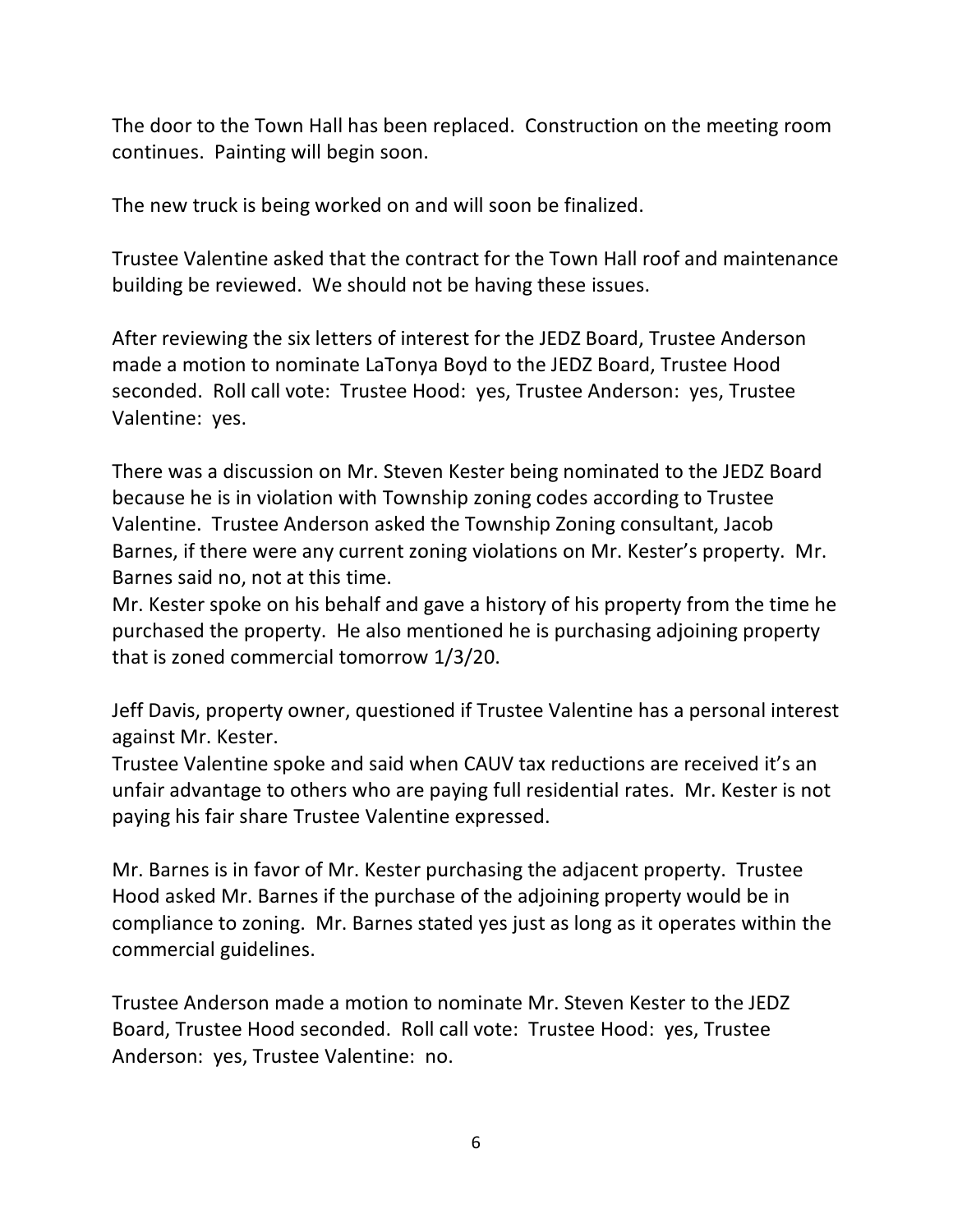The door to the Town Hall has been replaced. Construction on the meeting room continues. Painting will begin soon.

The new truck is being worked on and will soon be finalized.

Trustee Valentine asked that the contract for the Town Hall roof and maintenance building be reviewed. We should not be having these issues.

After reviewing the six letters of interest for the JEDZ Board, Trustee Anderson made a motion to nominate LaTonya Boyd to the JEDZ Board, Trustee Hood seconded. Roll call vote: Trustee Hood: yes, Trustee Anderson: yes, Trustee Valentine: yes.

There was a discussion on Mr. Steven Kester being nominated to the JEDZ Board because he is in violation with Township zoning codes according to Trustee Valentine. Trustee Anderson asked the Township Zoning consultant, Jacob Barnes, if there were any current zoning violations on Mr. Kester's property. Mr. Barnes said no, not at this time.
Mr. Kester spoke on his behalf and gave a history of his property from the time he purchased the property. He also mentioned he is purchasing adjoining property that is zoned commercial tomorrow 1/3/20.

Jeff Davis, property owner, questioned if Trustee Valentine has a personal interest against Mr. Kester.
Trustee Valentine spoke and said when CAUV tax reductions are received it's an unfair advantage to others who are paying full residential rates. Mr. Kester is not paying his fair share Trustee Valentine expressed.

Mr. Barnes is in favor of Mr. Kester purchasing the adjacent property. Trustee Hood asked Mr. Barnes if the purchase of the adjoining property would be in compliance to zoning. Mr. Barnes stated yes just as long as it operates within the commercial guidelines.

Trustee Anderson made a motion to nominate Mr. Steven Kester to the JEDZ Board, Trustee Hood seconded. Roll call vote: Trustee Hood: yes, Trustee Anderson: yes, Trustee Valentine: no.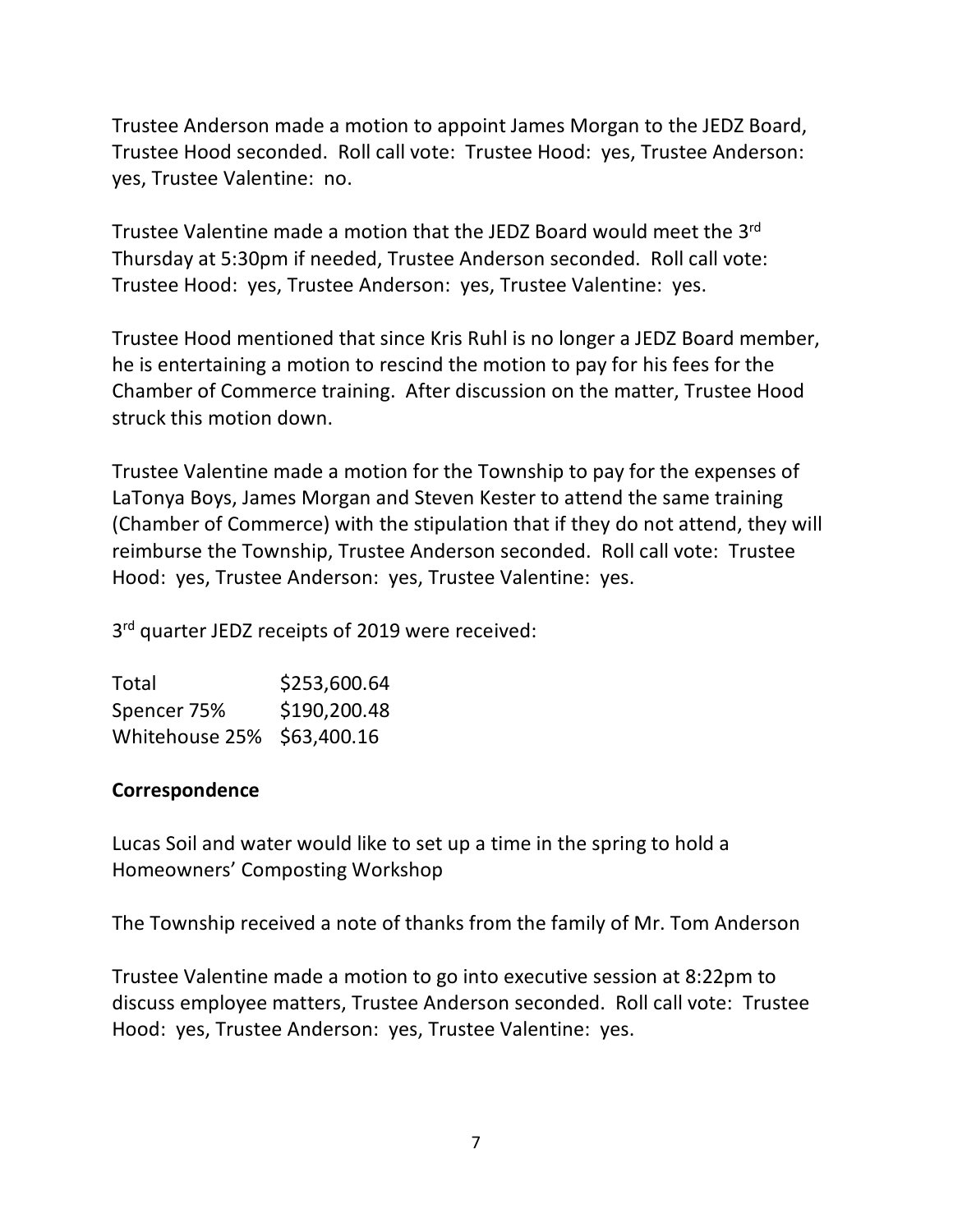Trustee Anderson made a motion to appoint James Morgan to the JEDZ Board, Trustee Hood seconded. Roll call vote: Trustee Hood: yes, Trustee Anderson: yes, Trustee Valentine: no.

Trustee Valentine made a motion that the JEDZ Board would meet the 3rd Thursday at 5:30pm if needed, Trustee Anderson seconded. Roll call vote: Trustee Hood: yes, Trustee Anderson: yes, Trustee Valentine: yes.

Trustee Hood mentioned that since Kris Ruhl is no longer a JEDZ Board member, he is entertaining a motion to rescind the motion to pay for his fees for the Chamber of Commerce training. After discussion on the matter, Trustee Hood struck this motion down.

Trustee Valentine made a motion for the Township to pay for the expenses of LaTonya Boys, James Morgan and Steven Kester to attend the same training (Chamber of Commerce) with the stipulation that if they do not attend, they will reimburse the Township, Trustee Anderson seconded. Roll call vote: Trustee Hood: yes, Trustee Anderson: yes, Trustee Valentine: yes.

3rd quarter JEDZ receipts of 2019 were received:

| | |
|---|---|
| Total | $253,600.64 |
| Spencer 75% | $190,200.48 |
| Whitehouse 25% | $63,400.16 |

**Correspondence**

Lucas Soil and water would like to set up a time in the spring to hold a Homeowners' Composting Workshop

The Township received a note of thanks from the family of Mr. Tom Anderson

Trustee Valentine made a motion to go into executive session at 8:22pm to discuss employee matters, Trustee Anderson seconded. Roll call vote: Trustee Hood: yes, Trustee Anderson: yes, Trustee Valentine: yes.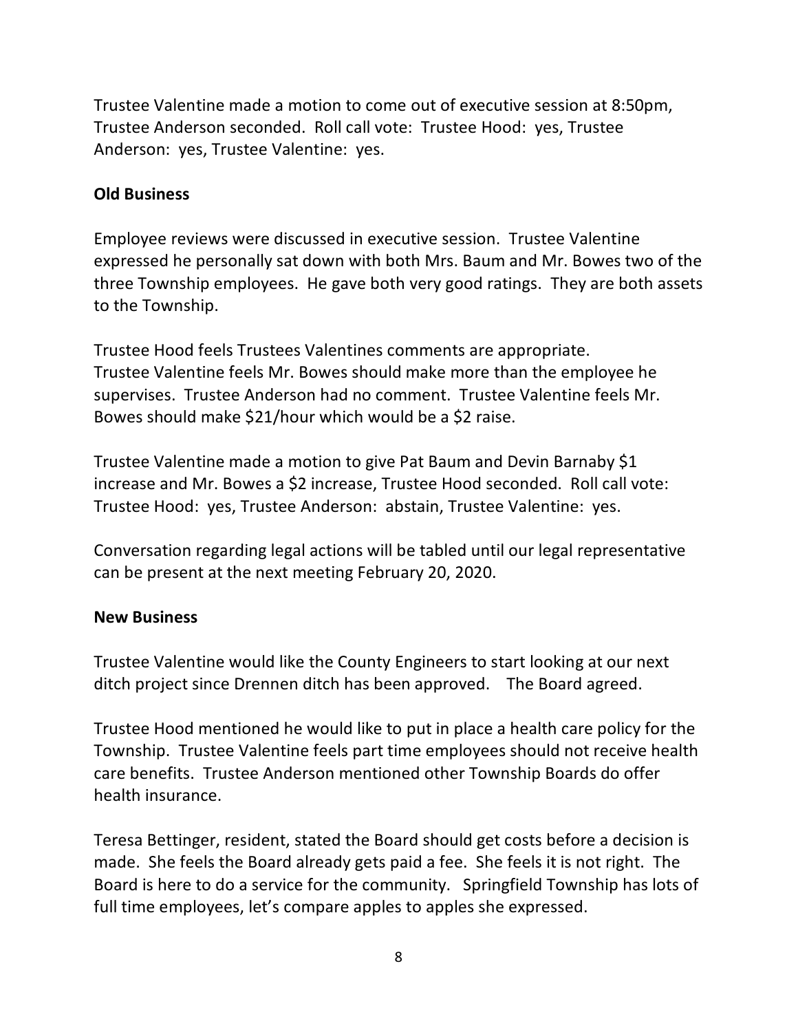Trustee Valentine made a motion to come out of executive session at 8:50pm, Trustee Anderson seconded. Roll call vote: Trustee Hood: yes, Trustee Anderson: yes, Trustee Valentine: yes.

**Old Business**

Employee reviews were discussed in executive session. Trustee Valentine expressed he personally sat down with both Mrs. Baum and Mr. Bowes two of the three Township employees. He gave both very good ratings. They are both assets to the Township.

Trustee Hood feels Trustees Valentines comments are appropriate. Trustee Valentine feels Mr. Bowes should make more than the employee he supervises. Trustee Anderson had no comment. Trustee Valentine feels Mr. Bowes should make $21/hour which would be a $2 raise.

Trustee Valentine made a motion to give Pat Baum and Devin Barnaby $1 increase and Mr. Bowes a $2 increase, Trustee Hood seconded. Roll call vote: Trustee Hood: yes, Trustee Anderson: abstain, Trustee Valentine: yes.

Conversation regarding legal actions will be tabled until our legal representative can be present at the next meeting February 20, 2020.

**New Business**

Trustee Valentine would like the County Engineers to start looking at our next ditch project since Drennen ditch has been approved. The Board agreed.

Trustee Hood mentioned he would like to put in place a health care policy for the Township. Trustee Valentine feels part time employees should not receive health care benefits. Trustee Anderson mentioned other Township Boards do offer health insurance.

Teresa Bettinger, resident, stated the Board should get costs before a decision is made. She feels the Board already gets paid a fee. She feels it is not right. The Board is here to do a service for the community. Springfield Township has lots of full time employees, let's compare apples to apples she expressed.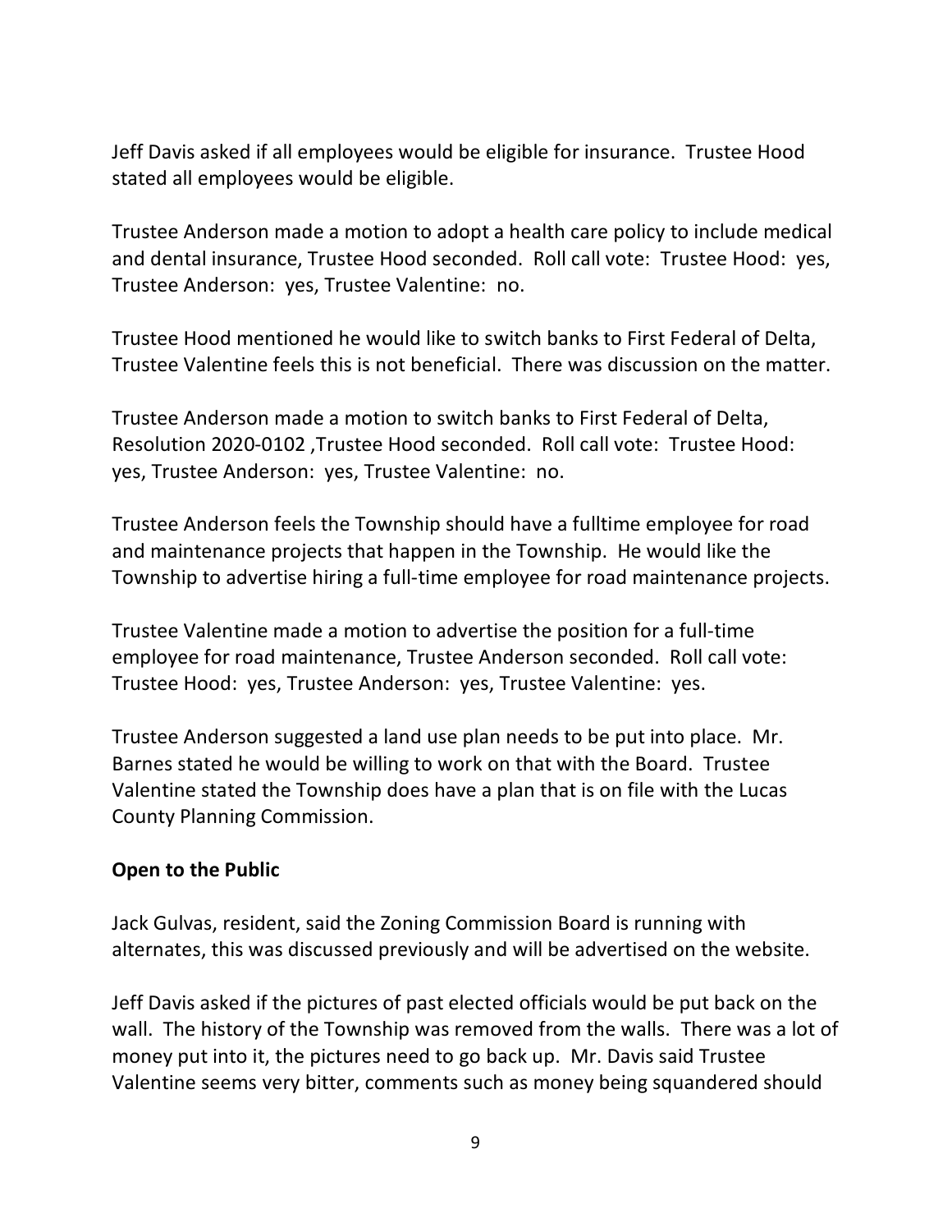Jeff Davis asked if all employees would be eligible for insurance. Trustee Hood stated all employees would be eligible.

Trustee Anderson made a motion to adopt a health care policy to include medical and dental insurance, Trustee Hood seconded. Roll call vote: Trustee Hood: yes, Trustee Anderson: yes, Trustee Valentine: no.

Trustee Hood mentioned he would like to switch banks to First Federal of Delta, Trustee Valentine feels this is not beneficial. There was discussion on the matter.

Trustee Anderson made a motion to switch banks to First Federal of Delta, Resolution 2020-0102 ,Trustee Hood seconded. Roll call vote: Trustee Hood: yes, Trustee Anderson: yes, Trustee Valentine: no.

Trustee Anderson feels the Township should have a fulltime employee for road and maintenance projects that happen in the Township. He would like the Township to advertise hiring a full-time employee for road maintenance projects.

Trustee Valentine made a motion to advertise the position for a full-time employee for road maintenance, Trustee Anderson seconded. Roll call vote: Trustee Hood: yes, Trustee Anderson: yes, Trustee Valentine: yes.

Trustee Anderson suggested a land use plan needs to be put into place. Mr. Barnes stated he would be willing to work on that with the Board. Trustee Valentine stated the Township does have a plan that is on file with the Lucas County Planning Commission.

**Open to the Public**

Jack Gulvas, resident, said the Zoning Commission Board is running with alternates, this was discussed previously and will be advertised on the website.

Jeff Davis asked if the pictures of past elected officials would be put back on the wall. The history of the Township was removed from the walls. There was a lot of money put into it, the pictures need to go back up. Mr. Davis said Trustee Valentine seems very bitter, comments such as money being squandered should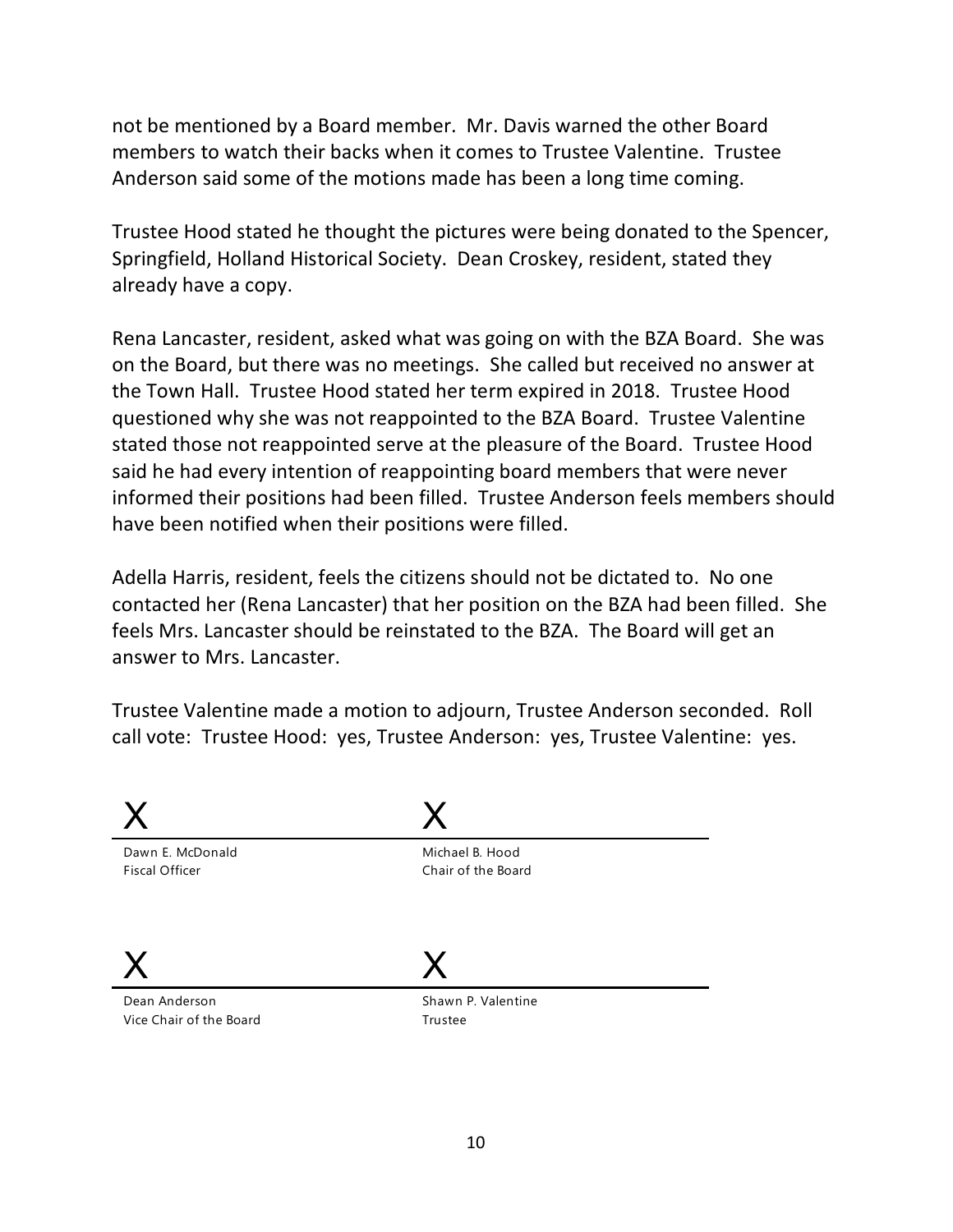not be mentioned by a Board member. Mr. Davis warned the other Board members to watch their backs when it comes to Trustee Valentine. Trustee Anderson said some of the motions made has been a long time coming.

Trustee Hood stated he thought the pictures were being donated to the Spencer, Springfield, Holland Historical Society. Dean Croskey, resident, stated they already have a copy.

Rena Lancaster, resident, asked what was going on with the BZA Board. She was on the Board, but there was no meetings. She called but received no answer at the Town Hall. Trustee Hood stated her term expired in 2018. Trustee Hood questioned why she was not reappointed to the BZA Board. Trustee Valentine stated those not reappointed serve at the pleasure of the Board. Trustee Hood said he had every intention of reappointing board members that were never informed their positions had been filled. Trustee Anderson feels members should have been notified when their positions were filled.

Adella Harris, resident, feels the citizens should not be dictated to. No one contacted her (Rena Lancaster) that her position on the BZA had been filled. She feels Mrs. Lancaster should be reinstated to the BZA. The Board will get an answer to Mrs. Lancaster.

Trustee Valentine made a motion to adjourn, Trustee Anderson seconded. Roll call vote: Trustee Hood: yes, Trustee Anderson: yes, Trustee Valentine: yes.

X ______________________
Dawn E. McDonald
Fiscal Officer

X ______________________
Michael B. Hood
Chair of the Board

X ______________________
Dean Anderson
Vice Chair of the Board

X ______________________
Shawn P. Valentine
Trustee